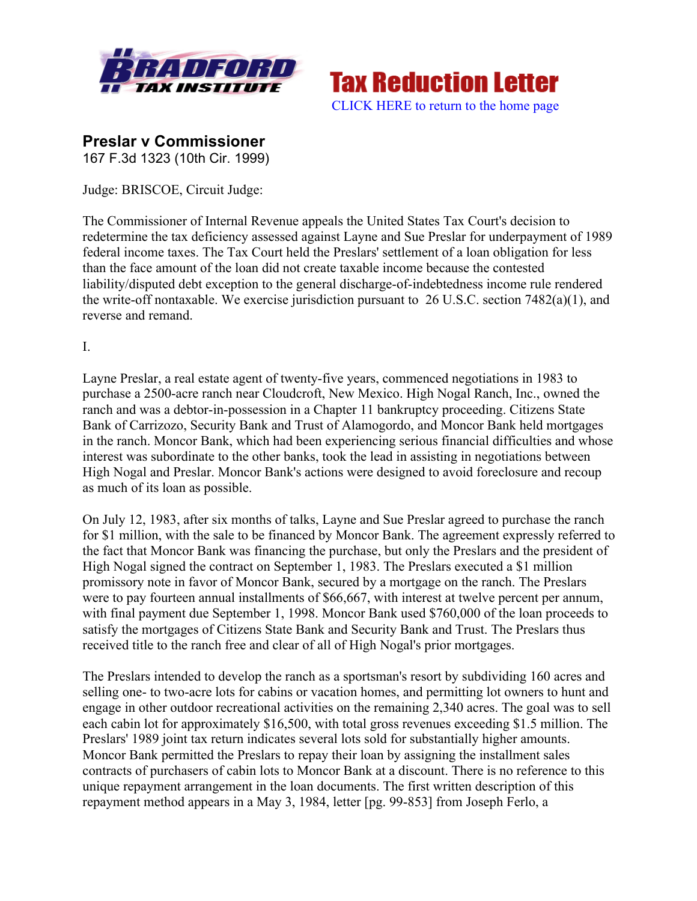Tax Reduction Letter

CLICK HERE to return to the home page

## Preslar v Commissioner

167 F.3d 1323 (10th Cir. 1999)

Judge: BRISCOE, Circuit Judge:

The Commissioner of Internal Revenue appeals the United States Tax Court's decision to redetermine the tax deficiency assessed against Layne and Sue Preslar for underpayment of 1989 federal income taxes. The Tax Court held the Preslars' settlement of a loan obligation for less than the face amount of the loan did not create taxable income because the contested liability/disputed debt exception to the general discharge-of-indebtedness income rule rendered the write-off nontaxable. We exercise jurisdiction pursuant to 26 U.S.C. section 7482(a)(1), and reverse and remand.

I.

Layne Preslar, a real estate agent of twenty-five years, commenced negotiations in 1983 to purchase a 2500-acre ranch near Cloudcroft, New Mexico. High Nogal Ranch, Inc., owned the ranch and was a debtor-in-possession in a Chapter 11 bankruptcy proceeding. Citizens State Bank of Carrizozo, Security Bank and Trust of Alamogordo, and Moncor Bank held mortgages in the ranch. Moncor Bank, which had been experiencing serious financial difficulties and whose interest was subordinate to the other banks, took the lead in assisting in negotiations between High Nogal and Preslar. Moncor Bank's actions were designed to avoid foreclosure and recoup as much of its loan as possible.

On July 12, 1983, after six months of talks, Layne and Sue Preslar agreed to purchase the ranch for $1 million, with the sale to be financed by Moncor Bank. The agreement expressly referred to the fact that Moncor Bank was financing the purchase, but only the Preslars and the president of High Nogal signed the contract on September 1, 1983. The Preslars executed a $1 million promissory note in favor of Moncor Bank, secured by a mortgage on the ranch. The Preslars were to pay fourteen annual installments of $66,667, with interest at twelve percent per annum, with final payment due September 1, 1998. Moncor Bank used $760,000 of the loan proceeds to satisfy the mortgages of Citizens State Bank and Security Bank and Trust. The Preslars thus received title to the ranch free and clear of all of High Nogal's prior mortgages.

The Preslars intended to develop the ranch as a sportsman's resort by subdividing 160 acres and selling one- to two-acre lots for cabins or vacation homes, and permitting lot owners to hunt and engage in other outdoor recreational activities on the remaining 2,340 acres. The goal was to sell each cabin lot for approximately $16,500, with total gross revenues exceeding $1.5 million. The Preslars' 1989 joint tax return indicates several lots sold for substantially higher amounts. Moncor Bank permitted the Preslars to repay their loan by assigning the installment sales contracts of purchasers of cabin lots to Moncor Bank at a discount. There is no reference to this unique repayment arrangement in the loan documents. The first written description of this repayment method appears in a May 3, 1984, letter [pg. 99-853] from Joseph Ferlo, a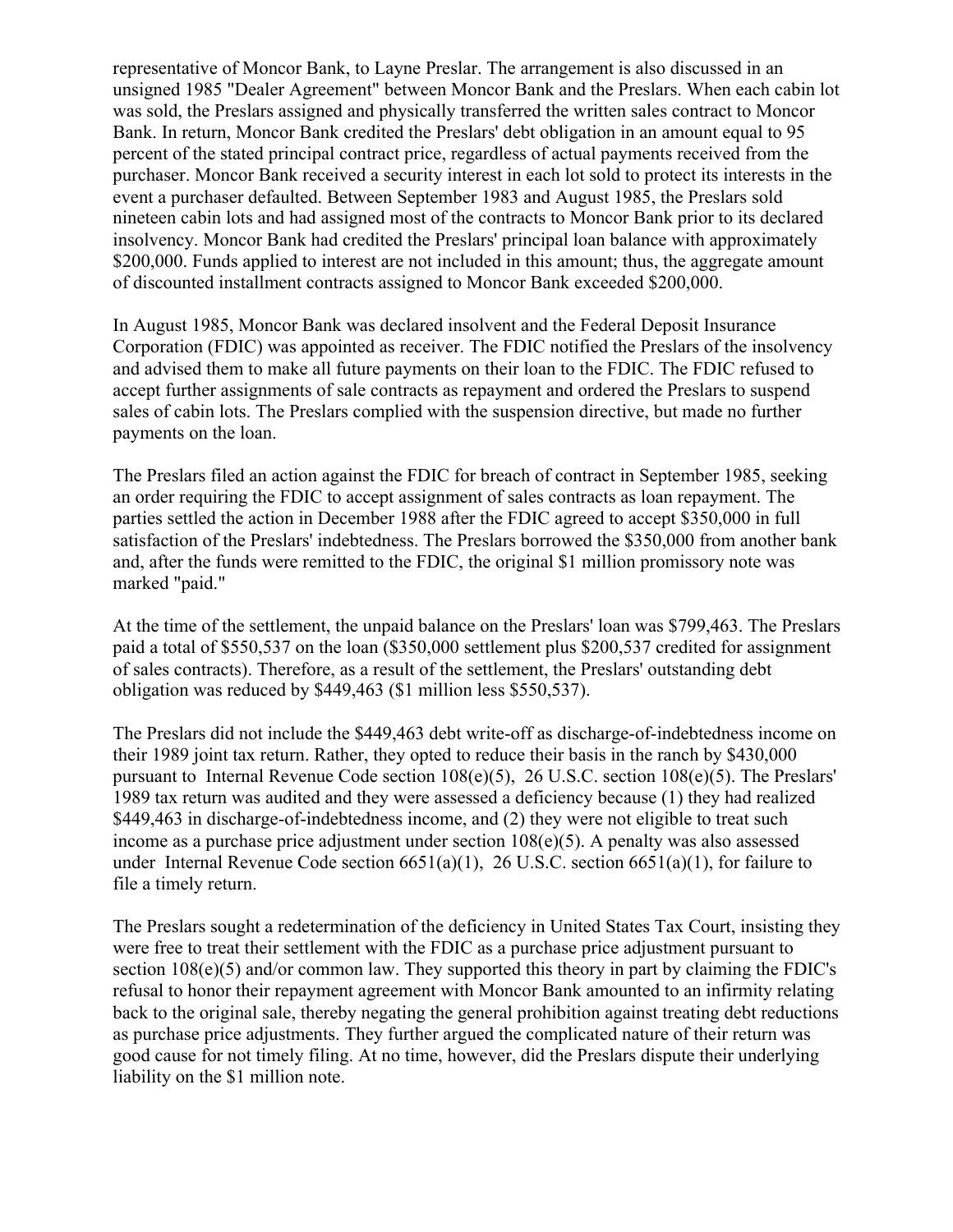representative of Moncor Bank, to Layne Preslar. The arrangement is also discussed in an unsigned 1985 "Dealer Agreement" between Moncor Bank and the Preslars. When each cabin lot was sold, the Preslars assigned and physically transferred the written sales contract to Moncor Bank. In return, Moncor Bank credited the Preslars' debt obligation in an amount equal to 95 percent of the stated principal contract price, regardless of actual payments received from the purchaser. Moncor Bank received a security interest in each lot sold to protect its interests in the event a purchaser defaulted. Between September 1983 and August 1985, the Preslars sold nineteen cabin lots and had assigned most of the contracts to Moncor Bank prior to its declared insolvency. Moncor Bank had credited the Preslars' principal loan balance with approximately $200,000. Funds applied to interest are not included in this amount; thus, the aggregate amount of discounted installment contracts assigned to Moncor Bank exceeded $200,000.

In August 1985, Moncor Bank was declared insolvent and the Federal Deposit Insurance Corporation (FDIC) was appointed as receiver. The FDIC notified the Preslars of the insolvency and advised them to make all future payments on their loan to the FDIC. The FDIC refused to accept further assignments of sale contracts as repayment and ordered the Preslars to suspend sales of cabin lots. The Preslars complied with the suspension directive, but made no further payments on the loan.

The Preslars filed an action against the FDIC for breach of contract in September 1985, seeking an order requiring the FDIC to accept assignment of sales contracts as loan repayment. The parties settled the action in December 1988 after the FDIC agreed to accept $350,000 in full satisfaction of the Preslars' indebtedness. The Preslars borrowed the $350,000 from another bank and, after the funds were remitted to the FDIC, the original $1 million promissory note was marked "paid."

At the time of the settlement, the unpaid balance on the Preslars' loan was $799,463. The Preslars paid a total of $550,537 on the loan ($350,000 settlement plus $200,537 credited for assignment of sales contracts). Therefore, as a result of the settlement, the Preslars' outstanding debt obligation was reduced by $449,463 ($1 million less $550,537).

The Preslars did not include the $449,463 debt write-off as discharge-of-indebtedness income on their 1989 joint tax return. Rather, they opted to reduce their basis in the ranch by $430,000 pursuant to Internal Revenue Code section 108(e)(5), 26 U.S.C. section 108(e)(5). The Preslars' 1989 tax return was audited and they were assessed a deficiency because (1) they had realized $449,463 in discharge-of-indebtedness income, and (2) they were not eligible to treat such income as a purchase price adjustment under section 108(e)(5). A penalty was also assessed under Internal Revenue Code section 6651(a)(1), 26 U.S.C. section 6651(a)(1), for failure to file a timely return.

The Preslars sought a redetermination of the deficiency in United States Tax Court, insisting they were free to treat their settlement with the FDIC as a purchase price adjustment pursuant to section 108(e)(5) and/or common law. They supported this theory in part by claiming the FDIC's refusal to honor their repayment agreement with Moncor Bank amounted to an infirmity relating back to the original sale, thereby negating the general prohibition against treating debt reductions as purchase price adjustments. They further argued the complicated nature of their return was good cause for not timely filing. At no time, however, did the Preslars dispute their underlying liability on the $1 million note.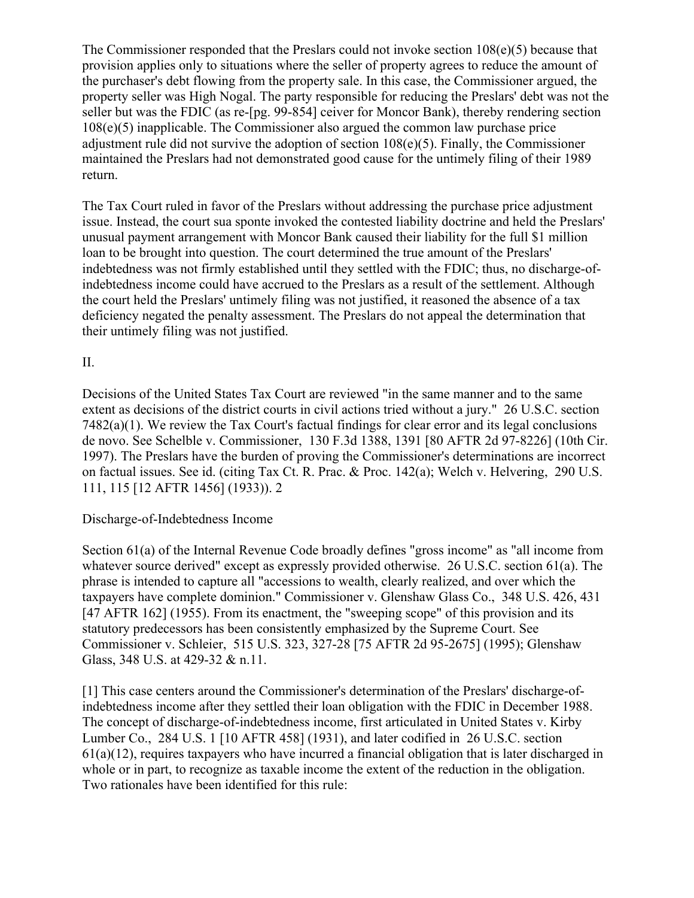The Commissioner responded that the Preslars could not invoke section 108(e)(5) because that provision applies only to situations where the seller of property agrees to reduce the amount of the purchaser's debt flowing from the property sale. In this case, the Commissioner argued, the property seller was High Nogal. The party responsible for reducing the Preslars' debt was not the seller but was the FDIC (as re-[pg. 99-854] ceiver for Moncor Bank), thereby rendering section 108(e)(5) inapplicable. The Commissioner also argued the common law purchase price adjustment rule did not survive the adoption of section 108(e)(5). Finally, the Commissioner maintained the Preslars had not demonstrated good cause for the untimely filing of their 1989 return.

The Tax Court ruled in favor of the Preslars without addressing the purchase price adjustment issue. Instead, the court sua sponte invoked the contested liability doctrine and held the Preslars' unusual payment arrangement with Moncor Bank caused their liability for the full $1 million loan to be brought into question. The court determined the true amount of the Preslars' indebtedness was not firmly established until they settled with the FDIC; thus, no discharge-of-indebtedness income could have accrued to the Preslars as a result of the settlement. Although the court held the Preslars' untimely filing was not justified, it reasoned the absence of a tax deficiency negated the penalty assessment. The Preslars do not appeal the determination that their untimely filing was not justified.

II.

Decisions of the United States Tax Court are reviewed "in the same manner and to the same extent as decisions of the district courts in civil actions tried without a jury." 26 U.S.C. section 7482(a)(1). We review the Tax Court's factual findings for clear error and its legal conclusions de novo. See Schelble v. Commissioner, 130 F.3d 1388, 1391 [80 AFTR 2d 97-8226] (10th Cir. 1997). The Preslars have the burden of proving the Commissioner's determinations are incorrect on factual issues. See id. (citing Tax Ct. R. Prac. & Proc. 142(a); Welch v. Helvering, 290 U.S. 111, 115 [12 AFTR 1456] (1933)). 2

Discharge-of-Indebtedness Income

Section 61(a) of the Internal Revenue Code broadly defines "gross income" as "all income from whatever source derived" except as expressly provided otherwise. 26 U.S.C. section 61(a). The phrase is intended to capture all "accessions to wealth, clearly realized, and over which the taxpayers have complete dominion." Commissioner v. Glenshaw Glass Co., 348 U.S. 426, 431 [47 AFTR 162] (1955). From its enactment, the "sweeping scope" of this provision and its statutory predecessors has been consistently emphasized by the Supreme Court. See Commissioner v. Schleier, 515 U.S. 323, 327-28 [75 AFTR 2d 95-2675] (1995); Glenshaw Glass, 348 U.S. at 429-32 & n.11.

[1] This case centers around the Commissioner's determination of the Preslars' discharge-of-indebtedness income after they settled their loan obligation with the FDIC in December 1988. The concept of discharge-of-indebtedness income, first articulated in United States v. Kirby Lumber Co., 284 U.S. 1 [10 AFTR 458] (1931), and later codified in 26 U.S.C. section 61(a)(12), requires taxpayers who have incurred a financial obligation that is later discharged in whole or in part, to recognize as taxable income the extent of the reduction in the obligation. Two rationales have been identified for this rule: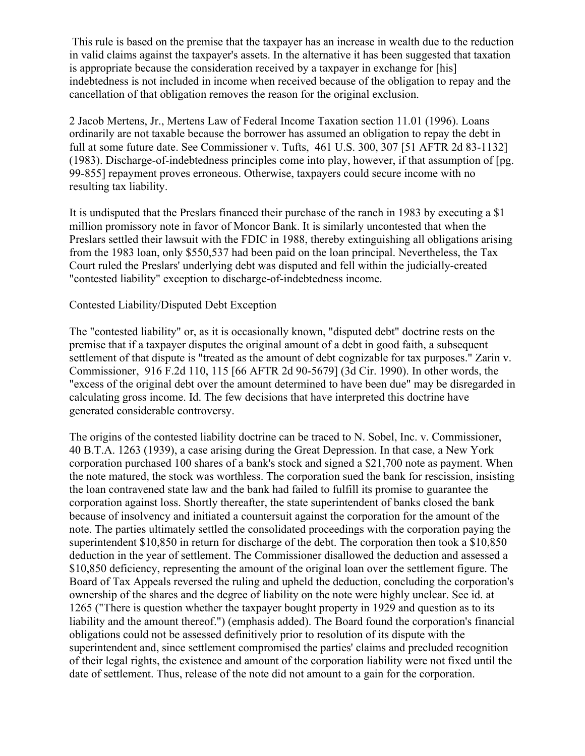This rule is based on the premise that the taxpayer has an increase in wealth due to the reduction in valid claims against the taxpayer's assets. In the alternative it has been suggested that taxation is appropriate because the consideration received by a taxpayer in exchange for [his] indebtedness is not included in income when received because of the obligation to repay and the cancellation of that obligation removes the reason for the original exclusion.

2 Jacob Mertens, Jr., Mertens Law of Federal Income Taxation section 11.01 (1996). Loans ordinarily are not taxable because the borrower has assumed an obligation to repay the debt in full at some future date. See Commissioner v. Tufts, 461 U.S. 300, 307 [51 AFTR 2d 83-1132] (1983). Discharge-of-indebtedness principles come into play, however, if that assumption of [pg. 99-855] repayment proves erroneous. Otherwise, taxpayers could secure income with no resulting tax liability.

It is undisputed that the Preslars financed their purchase of the ranch in 1983 by executing a $1 million promissory note in favor of Moncor Bank. It is similarly uncontested that when the Preslars settled their lawsuit with the FDIC in 1988, thereby extinguishing all obligations arising from the 1983 loan, only $550,537 had been paid on the loan principal. Nevertheless, the Tax Court ruled the Preslars' underlying debt was disputed and fell within the judicially-created "contested liability" exception to discharge-of-indebtedness income.

Contested Liability/Disputed Debt Exception

The "contested liability" or, as it is occasionally known, "disputed debt" doctrine rests on the premise that if a taxpayer disputes the original amount of a debt in good faith, a subsequent settlement of that dispute is "treated as the amount of debt cognizable for tax purposes." Zarin v. Commissioner, 916 F.2d 110, 115 [66 AFTR 2d 90-5679] (3d Cir. 1990). In other words, the "excess of the original debt over the amount determined to have been due" may be disregarded in calculating gross income. Id. The few decisions that have interpreted this doctrine have generated considerable controversy.

The origins of the contested liability doctrine can be traced to N. Sobel, Inc. v. Commissioner, 40 B.T.A. 1263 (1939), a case arising during the Great Depression. In that case, a New York corporation purchased 100 shares of a bank's stock and signed a $21,700 note as payment. When the note matured, the stock was worthless. The corporation sued the bank for rescission, insisting the loan contravened state law and the bank had failed to fulfill its promise to guarantee the corporation against loss. Shortly thereafter, the state superintendent of banks closed the bank because of insolvency and initiated a countersuit against the corporation for the amount of the note. The parties ultimately settled the consolidated proceedings with the corporation paying the superintendent $10,850 in return for discharge of the debt. The corporation then took a $10,850 deduction in the year of settlement. The Commissioner disallowed the deduction and assessed a $10,850 deficiency, representing the amount of the original loan over the settlement figure. The Board of Tax Appeals reversed the ruling and upheld the deduction, concluding the corporation's ownership of the shares and the degree of liability on the note were highly unclear. See id. at 1265 ("There is question whether the taxpayer bought property in 1929 and question as to its liability and the amount thereof.") (emphasis added). The Board found the corporation's financial obligations could not be assessed definitively prior to resolution of its dispute with the superintendent and, since settlement compromised the parties' claims and precluded recognition of their legal rights, the existence and amount of the corporation liability were not fixed until the date of settlement. Thus, release of the note did not amount to a gain for the corporation.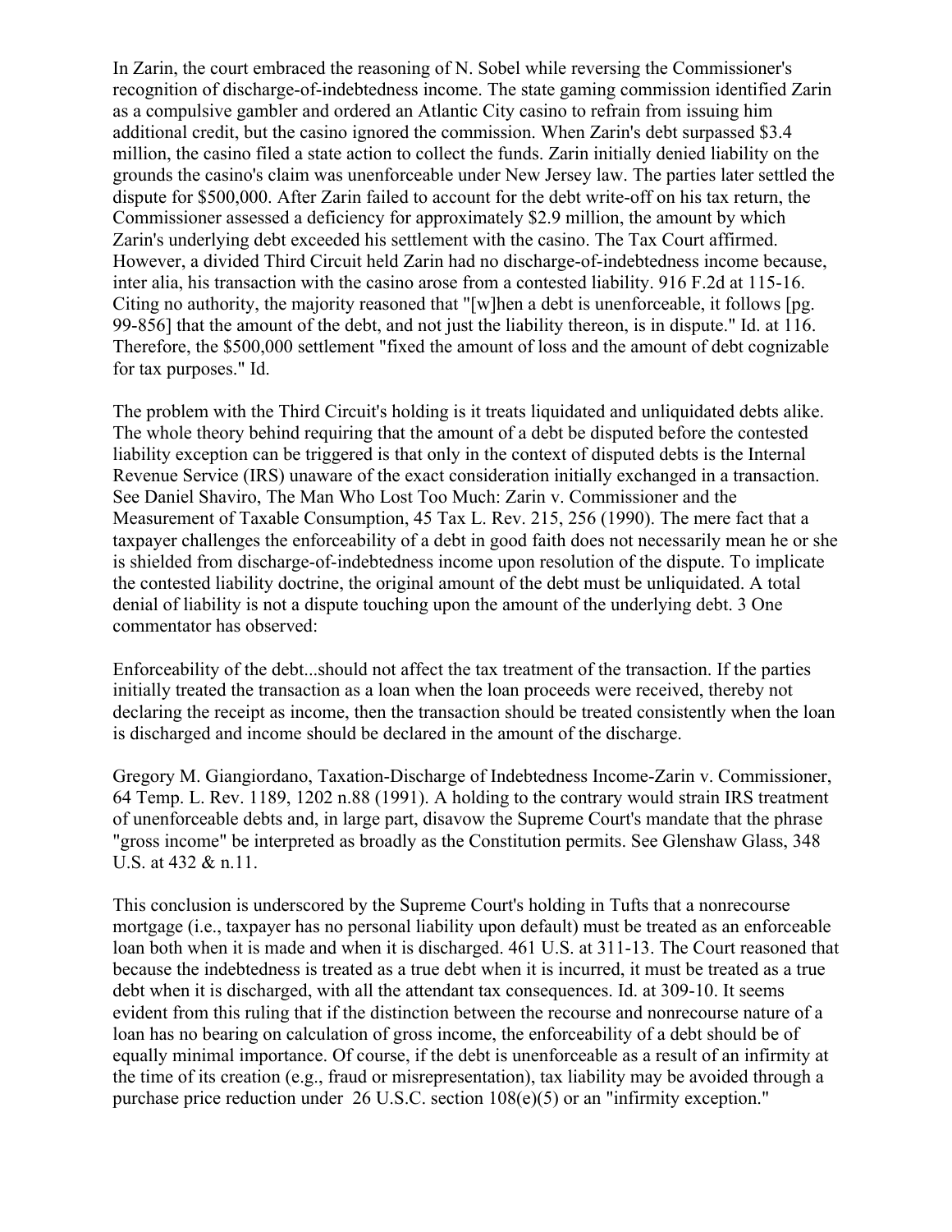In Zarin, the court embraced the reasoning of N. Sobel while reversing the Commissioner's recognition of discharge-of-indebtedness income. The state gaming commission identified Zarin as a compulsive gambler and ordered an Atlantic City casino to refrain from issuing him additional credit, but the casino ignored the commission. When Zarin's debt surpassed $3.4 million, the casino filed a state action to collect the funds. Zarin initially denied liability on the grounds the casino's claim was unenforceable under New Jersey law. The parties later settled the dispute for $500,000. After Zarin failed to account for the debt write-off on his tax return, the Commissioner assessed a deficiency for approximately $2.9 million, the amount by which Zarin's underlying debt exceeded his settlement with the casino. The Tax Court affirmed. However, a divided Third Circuit held Zarin had no discharge-of-indebtedness income because, inter alia, his transaction with the casino arose from a contested liability. 916 F.2d at 115-16. Citing no authority, the majority reasoned that "[w]hen a debt is unenforceable, it follows [pg. 99-856] that the amount of the debt, and not just the liability thereon, is in dispute." Id. at 116. Therefore, the $500,000 settlement "fixed the amount of loss and the amount of debt cognizable for tax purposes." Id.

The problem with the Third Circuit's holding is it treats liquidated and unliquidated debts alike. The whole theory behind requiring that the amount of a debt be disputed before the contested liability exception can be triggered is that only in the context of disputed debts is the Internal Revenue Service (IRS) unaware of the exact consideration initially exchanged in a transaction. See Daniel Shaviro, The Man Who Lost Too Much: Zarin v. Commissioner and the Measurement of Taxable Consumption, 45 Tax L. Rev. 215, 256 (1990). The mere fact that a taxpayer challenges the enforceability of a debt in good faith does not necessarily mean he or she is shielded from discharge-of-indebtedness income upon resolution of the dispute. To implicate the contested liability doctrine, the original amount of the debt must be unliquidated. A total denial of liability is not a dispute touching upon the amount of the underlying debt. 3 One commentator has observed:

Enforceability of the debt...should not affect the tax treatment of the transaction. If the parties initially treated the transaction as a loan when the loan proceeds were received, thereby not declaring the receipt as income, then the transaction should be treated consistently when the loan is discharged and income should be declared in the amount of the discharge.

Gregory M. Giangiordano, Taxation-Discharge of Indebtedness Income-Zarin v. Commissioner, 64 Temp. L. Rev. 1189, 1202 n.88 (1991). A holding to the contrary would strain IRS treatment of unenforceable debts and, in large part, disavow the Supreme Court's mandate that the phrase "gross income" be interpreted as broadly as the Constitution permits. See Glenshaw Glass, 348 U.S. at 432 & n.11.

This conclusion is underscored by the Supreme Court's holding in Tufts that a nonrecourse mortgage (i.e., taxpayer has no personal liability upon default) must be treated as an enforceable loan both when it is made and when it is discharged. 461 U.S. at 311-13. The Court reasoned that because the indebtedness is treated as a true debt when it is incurred, it must be treated as a true debt when it is discharged, with all the attendant tax consequences. Id. at 309-10. It seems evident from this ruling that if the distinction between the recourse and nonrecourse nature of a loan has no bearing on calculation of gross income, the enforceability of a debt should be of equally minimal importance. Of course, if the debt is unenforceable as a result of an infirmity at the time of its creation (e.g., fraud or misrepresentation), tax liability may be avoided through a purchase price reduction under 26 U.S.C. section 108(e)(5) or an "infirmity exception."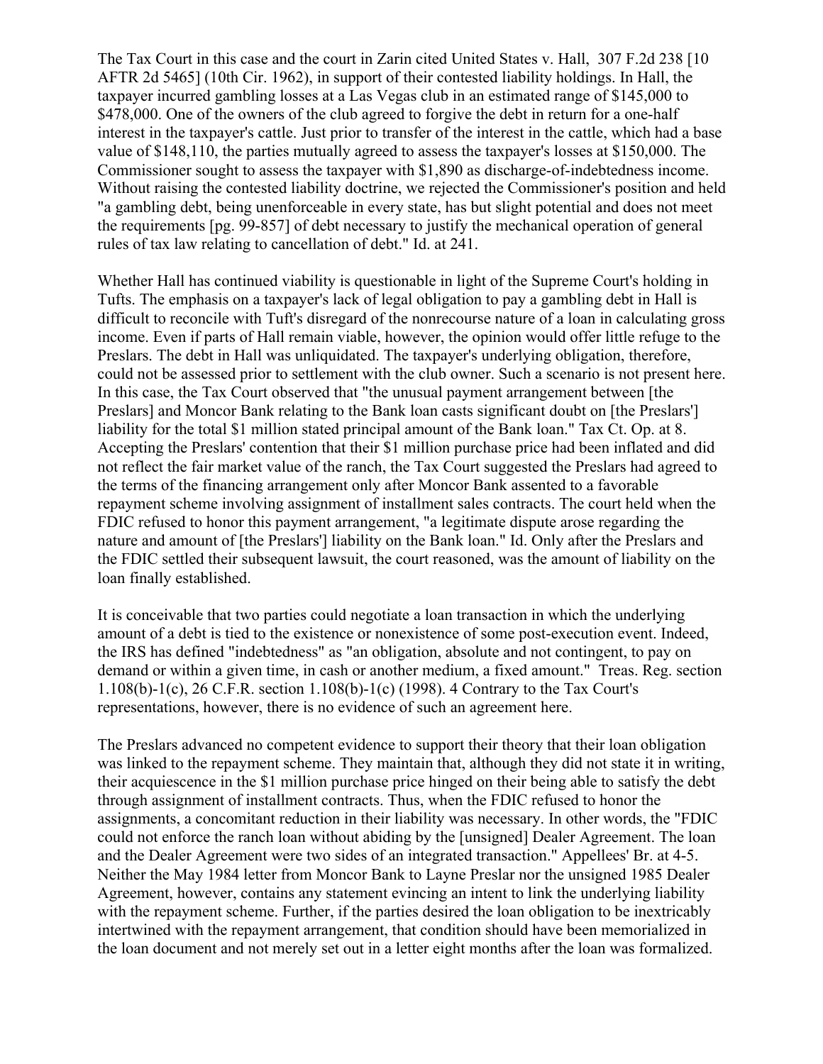The Tax Court in this case and the court in Zarin cited United States v. Hall, 307 F.2d 238 [10 AFTR 2d 5465] (10th Cir. 1962), in support of their contested liability holdings. In Hall, the taxpayer incurred gambling losses at a Las Vegas club in an estimated range of $145,000 to $478,000. One of the owners of the club agreed to forgive the debt in return for a one-half interest in the taxpayer's cattle. Just prior to transfer of the interest in the cattle, which had a base value of $148,110, the parties mutually agreed to assess the taxpayer's losses at $150,000. The Commissioner sought to assess the taxpayer with $1,890 as discharge-of-indebtedness income. Without raising the contested liability doctrine, we rejected the Commissioner's position and held "a gambling debt, being unenforceable in every state, has but slight potential and does not meet the requirements [pg. 99-857] of debt necessary to justify the mechanical operation of general rules of tax law relating to cancellation of debt." Id. at 241.

Whether Hall has continued viability is questionable in light of the Supreme Court's holding in Tufts. The emphasis on a taxpayer's lack of legal obligation to pay a gambling debt in Hall is difficult to reconcile with Tuft's disregard of the nonrecourse nature of a loan in calculating gross income. Even if parts of Hall remain viable, however, the opinion would offer little refuge to the Preslars. The debt in Hall was unliquidated. The taxpayer's underlying obligation, therefore, could not be assessed prior to settlement with the club owner. Such a scenario is not present here. In this case, the Tax Court observed that "the unusual payment arrangement between [the Preslars] and Moncor Bank relating to the Bank loan casts significant doubt on [the Preslars'] liability for the total $1 million stated principal amount of the Bank loan." Tax Ct. Op. at 8. Accepting the Preslars' contention that their $1 million purchase price had been inflated and did not reflect the fair market value of the ranch, the Tax Court suggested the Preslars had agreed to the terms of the financing arrangement only after Moncor Bank assented to a favorable repayment scheme involving assignment of installment sales contracts. The court held when the FDIC refused to honor this payment arrangement, "a legitimate dispute arose regarding the nature and amount of [the Preslars'] liability on the Bank loan." Id. Only after the Preslars and the FDIC settled their subsequent lawsuit, the court reasoned, was the amount of liability on the loan finally established.

It is conceivable that two parties could negotiate a loan transaction in which the underlying amount of a debt is tied to the existence or nonexistence of some post-execution event. Indeed, the IRS has defined "indebtedness" as "an obligation, absolute and not contingent, to pay on demand or within a given time, in cash or another medium, a fixed amount." Treas. Reg. section 1.108(b)-1(c), 26 C.F.R. section 1.108(b)-1(c) (1998). 4 Contrary to the Tax Court's representations, however, there is no evidence of such an agreement here.

The Preslars advanced no competent evidence to support their theory that their loan obligation was linked to the repayment scheme. They maintain that, although they did not state it in writing, their acquiescence in the $1 million purchase price hinged on their being able to satisfy the debt through assignment of installment contracts. Thus, when the FDIC refused to honor the assignments, a concomitant reduction in their liability was necessary. In other words, the "FDIC could not enforce the ranch loan without abiding by the [unsigned] Dealer Agreement. The loan and the Dealer Agreement were two sides of an integrated transaction." Appellees' Br. at 4-5. Neither the May 1984 letter from Moncor Bank to Layne Preslar nor the unsigned 1985 Dealer Agreement, however, contains any statement evincing an intent to link the underlying liability with the repayment scheme. Further, if the parties desired the loan obligation to be inextricably intertwined with the repayment arrangement, that condition should have been memorialized in the loan document and not merely set out in a letter eight months after the loan was formalized.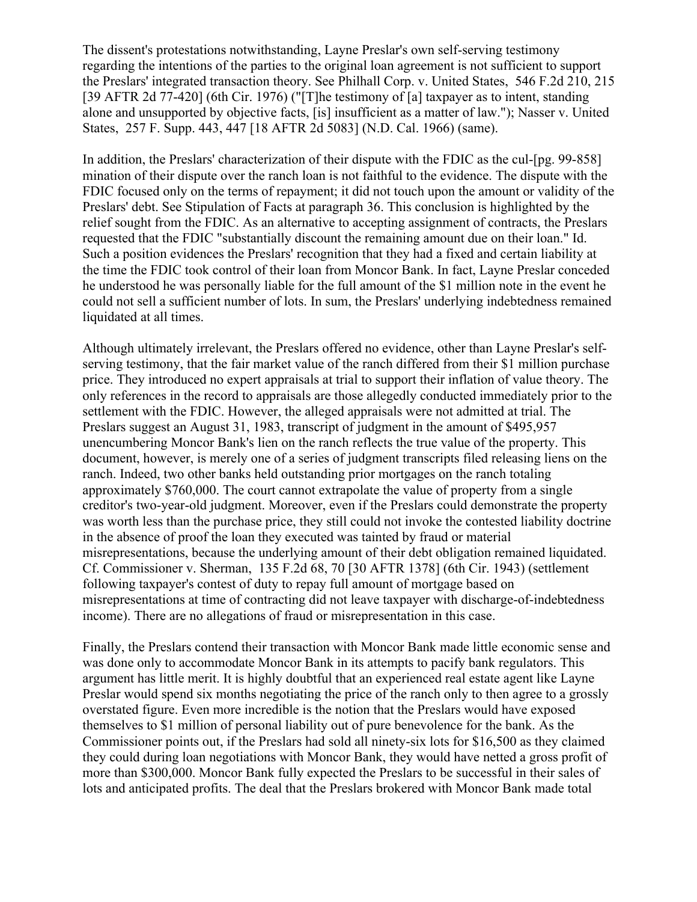The dissent's protestations notwithstanding, Layne Preslar's own self-serving testimony regarding the intentions of the parties to the original loan agreement is not sufficient to support the Preslars' integrated transaction theory. See Philhall Corp. v. United States, 546 F.2d 210, 215 [39 AFTR 2d 77-420] (6th Cir. 1976) ("[T]he testimony of [a] taxpayer as to intent, standing alone and unsupported by objective facts, [is] insufficient as a matter of law."); Nasser v. United States, 257 F. Supp. 443, 447 [18 AFTR 2d 5083] (N.D. Cal. 1966) (same).

In addition, the Preslars' characterization of their dispute with the FDIC as the cul-[pg. 99-858] mination of their dispute over the ranch loan is not faithful to the evidence. The dispute with the FDIC focused only on the terms of repayment; it did not touch upon the amount or validity of the Preslars' debt. See Stipulation of Facts at paragraph 36. This conclusion is highlighted by the relief sought from the FDIC. As an alternative to accepting assignment of contracts, the Preslars requested that the FDIC "substantially discount the remaining amount due on their loan." Id. Such a position evidences the Preslars' recognition that they had a fixed and certain liability at the time the FDIC took control of their loan from Moncor Bank. In fact, Layne Preslar conceded he understood he was personally liable for the full amount of the $1 million note in the event he could not sell a sufficient number of lots. In sum, the Preslars' underlying indebtedness remained liquidated at all times.

Although ultimately irrelevant, the Preslars offered no evidence, other than Layne Preslar's self-serving testimony, that the fair market value of the ranch differed from their $1 million purchase price. They introduced no expert appraisals at trial to support their inflation of value theory. The only references in the record to appraisals are those allegedly conducted immediately prior to the settlement with the FDIC. However, the alleged appraisals were not admitted at trial. The Preslars suggest an August 31, 1983, transcript of judgment in the amount of $495,957 unencumbering Moncor Bank's lien on the ranch reflects the true value of the property. This document, however, is merely one of a series of judgment transcripts filed releasing liens on the ranch. Indeed, two other banks held outstanding prior mortgages on the ranch totaling approximately $760,000. The court cannot extrapolate the value of property from a single creditor's two-year-old judgment. Moreover, even if the Preslars could demonstrate the property was worth less than the purchase price, they still could not invoke the contested liability doctrine in the absence of proof the loan they executed was tainted by fraud or material misrepresentations, because the underlying amount of their debt obligation remained liquidated. Cf. Commissioner v. Sherman, 135 F.2d 68, 70 [30 AFTR 1378] (6th Cir. 1943) (settlement following taxpayer's contest of duty to repay full amount of mortgage based on misrepresentations at time of contracting did not leave taxpayer with discharge-of-indebtedness income). There are no allegations of fraud or misrepresentation in this case.

Finally, the Preslars contend their transaction with Moncor Bank made little economic sense and was done only to accommodate Moncor Bank in its attempts to pacify bank regulators. This argument has little merit. It is highly doubtful that an experienced real estate agent like Layne Preslar would spend six months negotiating the price of the ranch only to then agree to a grossly overstated figure. Even more incredible is the notion that the Preslars would have exposed themselves to $1 million of personal liability out of pure benevolence for the bank. As the Commissioner points out, if the Preslars had sold all ninety-six lots for $16,500 as they claimed they could during loan negotiations with Moncor Bank, they would have netted a gross profit of more than $300,000. Moncor Bank fully expected the Preslars to be successful in their sales of lots and anticipated profits. The deal that the Preslars brokered with Moncor Bank made total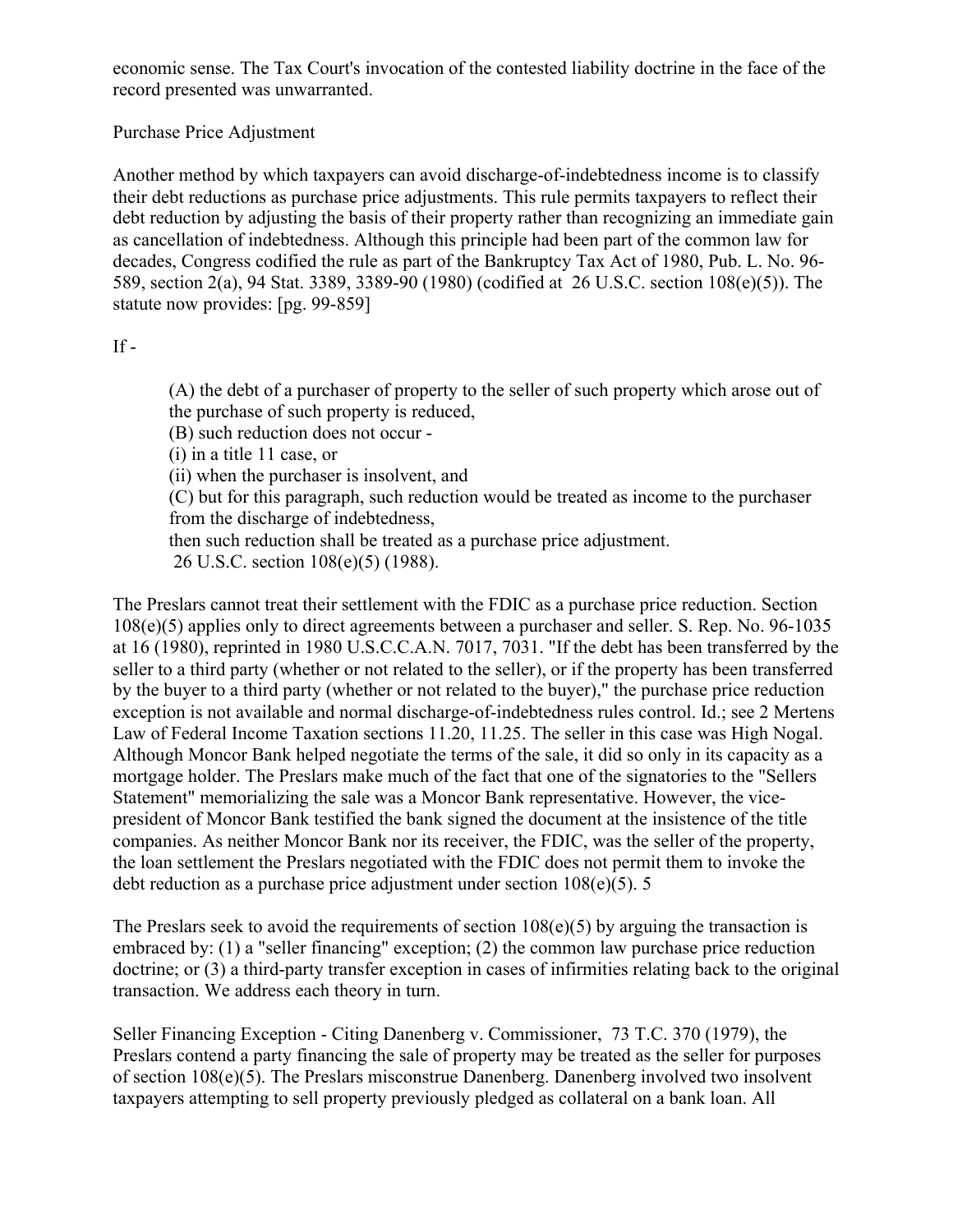economic sense. The Tax Court's invocation of the contested liability doctrine in the face of the record presented was unwarranted.

Purchase Price Adjustment

Another method by which taxpayers can avoid discharge-of-indebtedness income is to classify their debt reductions as purchase price adjustments. This rule permits taxpayers to reflect their debt reduction by adjusting the basis of their property rather than recognizing an immediate gain as cancellation of indebtedness. Although this principle had been part of the common law for decades, Congress codified the rule as part of the Bankruptcy Tax Act of 1980, Pub. L. No. 96-589, section 2(a), 94 Stat. 3389, 3389-90 (1980) (codified at 26 U.S.C. section 108(e)(5)). The statute now provides: [pg. 99-859]

If -

> (A) the debt of a purchaser of property to the seller of such property which arose out of the purchase of such property is reduced,
> (B) such reduction does not occur -
> (i) in a title 11 case, or
> (ii) when the purchaser is insolvent, and
> (C) but for this paragraph, such reduction would be treated as income to the purchaser from the discharge of indebtedness,
> then such reduction shall be treated as a purchase price adjustment.
> 26 U.S.C. section 108(e)(5) (1988).

The Preslars cannot treat their settlement with the FDIC as a purchase price reduction. Section 108(e)(5) applies only to direct agreements between a purchaser and seller. S. Rep. No. 96-1035 at 16 (1980), reprinted in 1980 U.S.C.C.A.N. 7017, 7031. "If the debt has been transferred by the seller to a third party (whether or not related to the seller), or if the property has been transferred by the buyer to a third party (whether or not related to the buyer)," the purchase price reduction exception is not available and normal discharge-of-indebtedness rules control. Id.; see 2 Mertens Law of Federal Income Taxation sections 11.20, 11.25. The seller in this case was High Nogal. Although Moncor Bank helped negotiate the terms of the sale, it did so only in its capacity as a mortgage holder. The Preslars make much of the fact that one of the signatories to the "Sellers Statement" memorializing the sale was a Moncor Bank representative. However, the vice-president of Moncor Bank testified the bank signed the document at the insistence of the title companies. As neither Moncor Bank nor its receiver, the FDIC, was the seller of the property, the loan settlement the Preslars negotiated with the FDIC does not permit them to invoke the debt reduction as a purchase price adjustment under section 108(e)(5). 5

The Preslars seek to avoid the requirements of section 108(e)(5) by arguing the transaction is embraced by: (1) a "seller financing" exception; (2) the common law purchase price reduction doctrine; or (3) a third-party transfer exception in cases of infirmities relating back to the original transaction. We address each theory in turn.

Seller Financing Exception - Citing Danenberg v. Commissioner, 73 T.C. 370 (1979), the Preslars contend a party financing the sale of property may be treated as the seller for purposes of section 108(e)(5). The Preslars misconstrue Danenberg. Danenberg involved two insolvent taxpayers attempting to sell property previously pledged as collateral on a bank loan. All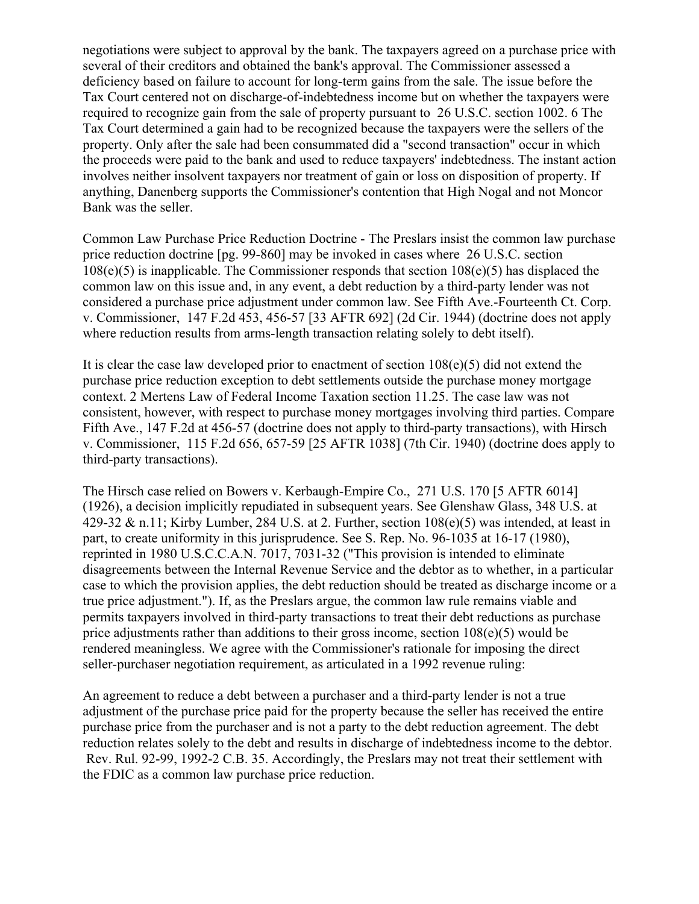negotiations were subject to approval by the bank. The taxpayers agreed on a purchase price with several of their creditors and obtained the bank's approval. The Commissioner assessed a deficiency based on failure to account for long-term gains from the sale. The issue before the Tax Court centered not on discharge-of-indebtedness income but on whether the taxpayers were required to recognize gain from the sale of property pursuant to 26 U.S.C. section 1002. 6 The Tax Court determined a gain had to be recognized because the taxpayers were the sellers of the property. Only after the sale had been consummated did a "second transaction" occur in which the proceeds were paid to the bank and used to reduce taxpayers' indebtedness. The instant action involves neither insolvent taxpayers nor treatment of gain or loss on disposition of property. If anything, Danenberg supports the Commissioner's contention that High Nogal and not Moncor Bank was the seller.

Common Law Purchase Price Reduction Doctrine - The Preslars insist the common law purchase price reduction doctrine [pg. 99-860] may be invoked in cases where 26 U.S.C. section 108(e)(5) is inapplicable. The Commissioner responds that section 108(e)(5) has displaced the common law on this issue and, in any event, a debt reduction by a third-party lender was not considered a purchase price adjustment under common law. See Fifth Ave.-Fourteenth Ct. Corp. v. Commissioner, 147 F.2d 453, 456-57 [33 AFTR 692] (2d Cir. 1944) (doctrine does not apply where reduction results from arms-length transaction relating solely to debt itself).

It is clear the case law developed prior to enactment of section 108(e)(5) did not extend the purchase price reduction exception to debt settlements outside the purchase money mortgage context. 2 Mertens Law of Federal Income Taxation section 11.25. The case law was not consistent, however, with respect to purchase money mortgages involving third parties. Compare Fifth Ave., 147 F.2d at 456-57 (doctrine does not apply to third-party transactions), with Hirsch v. Commissioner, 115 F.2d 656, 657-59 [25 AFTR 1038] (7th Cir. 1940) (doctrine does apply to third-party transactions).

The Hirsch case relied on Bowers v. Kerbaugh-Empire Co., 271 U.S. 170 [5 AFTR 6014] (1926), a decision implicitly repudiated in subsequent years. See Glenshaw Glass, 348 U.S. at 429-32 & n.11; Kirby Lumber, 284 U.S. at 2. Further, section 108(e)(5) was intended, at least in part, to create uniformity in this jurisprudence. See S. Rep. No. 96-1035 at 16-17 (1980), reprinted in 1980 U.S.C.C.A.N. 7017, 7031-32 ("This provision is intended to eliminate disagreements between the Internal Revenue Service and the debtor as to whether, in a particular case to which the provision applies, the debt reduction should be treated as discharge income or a true price adjustment."). If, as the Preslars argue, the common law rule remains viable and permits taxpayers involved in third-party transactions to treat their debt reductions as purchase price adjustments rather than additions to their gross income, section 108(e)(5) would be rendered meaningless. We agree with the Commissioner's rationale for imposing the direct seller-purchaser negotiation requirement, as articulated in a 1992 revenue ruling:

An agreement to reduce a debt between a purchaser and a third-party lender is not a true adjustment of the purchase price paid for the property because the seller has received the entire purchase price from the purchaser and is not a party to the debt reduction agreement. The debt reduction relates solely to the debt and results in discharge of indebtedness income to the debtor. Rev. Rul. 92-99, 1992-2 C.B. 35. Accordingly, the Preslars may not treat their settlement with the FDIC as a common law purchase price reduction.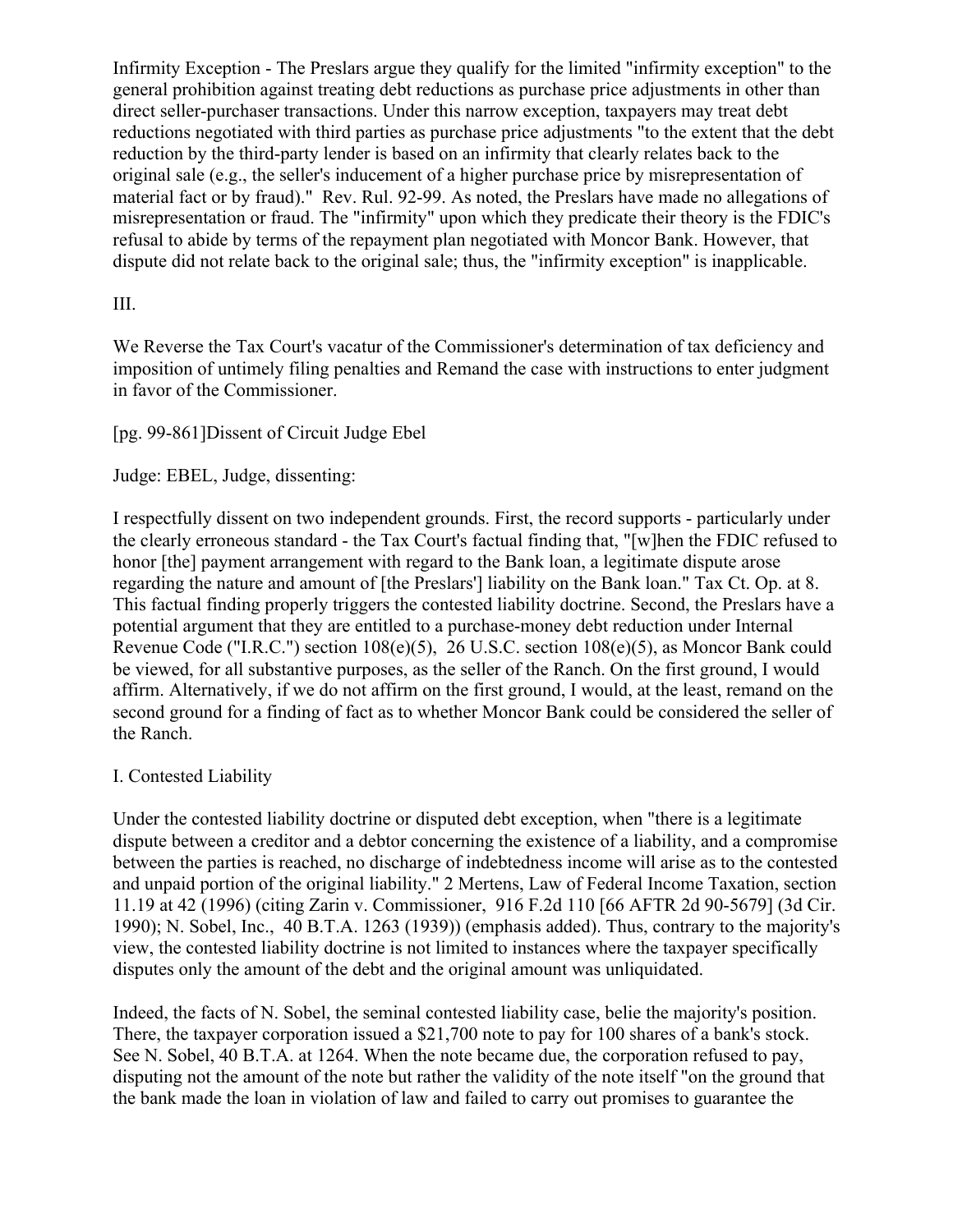Infirmity Exception - The Preslars argue they qualify for the limited "infirmity exception" to the general prohibition against treating debt reductions as purchase price adjustments in other than direct seller-purchaser transactions. Under this narrow exception, taxpayers may treat debt reductions negotiated with third parties as purchase price adjustments "to the extent that the debt reduction by the third-party lender is based on an infirmity that clearly relates back to the original sale (e.g., the seller's inducement of a higher purchase price by misrepresentation of material fact or by fraud)." Rev. Rul. 92-99. As noted, the Preslars have made no allegations of misrepresentation or fraud. The "infirmity" upon which they predicate their theory is the FDIC's refusal to abide by terms of the repayment plan negotiated with Moncor Bank. However, that dispute did not relate back to the original sale; thus, the "infirmity exception" is inapplicable.

III.

We Reverse the Tax Court's vacatur of the Commissioner's determination of tax deficiency and imposition of untimely filing penalties and Remand the case with instructions to enter judgment in favor of the Commissioner.

[pg. 99-861]Dissent of Circuit Judge Ebel

Judge: EBEL, Judge, dissenting:

I respectfully dissent on two independent grounds. First, the record supports - particularly under the clearly erroneous standard - the Tax Court's factual finding that, "[w]hen the FDIC refused to honor [the] payment arrangement with regard to the Bank loan, a legitimate dispute arose regarding the nature and amount of [the Preslars'] liability on the Bank loan." Tax Ct. Op. at 8. This factual finding properly triggers the contested liability doctrine. Second, the Preslars have a potential argument that they are entitled to a purchase-money debt reduction under Internal Revenue Code ("I.R.C.") section 108(e)(5), 26 U.S.C. section 108(e)(5), as Moncor Bank could be viewed, for all substantive purposes, as the seller of the Ranch. On the first ground, I would affirm. Alternatively, if we do not affirm on the first ground, I would, at the least, remand on the second ground for a finding of fact as to whether Moncor Bank could be considered the seller of the Ranch.

I. Contested Liability

Under the contested liability doctrine or disputed debt exception, when "there is a legitimate dispute between a creditor and a debtor concerning the existence of a liability, and a compromise between the parties is reached, no discharge of indebtedness income will arise as to the contested and unpaid portion of the original liability." 2 Mertens, Law of Federal Income Taxation, section 11.19 at 42 (1996) (citing Zarin v. Commissioner, 916 F.2d 110 [66 AFTR 2d 90-5679] (3d Cir. 1990); N. Sobel, Inc., 40 B.T.A. 1263 (1939)) (emphasis added). Thus, contrary to the majority's view, the contested liability doctrine is not limited to instances where the taxpayer specifically disputes only the amount of the debt and the original amount was unliquidated.

Indeed, the facts of N. Sobel, the seminal contested liability case, belie the majority's position. There, the taxpayer corporation issued a $21,700 note to pay for 100 shares of a bank's stock. See N. Sobel, 40 B.T.A. at 1264. When the note became due, the corporation refused to pay, disputing not the amount of the note but rather the validity of the note itself "on the ground that the bank made the loan in violation of law and failed to carry out promises to guarantee the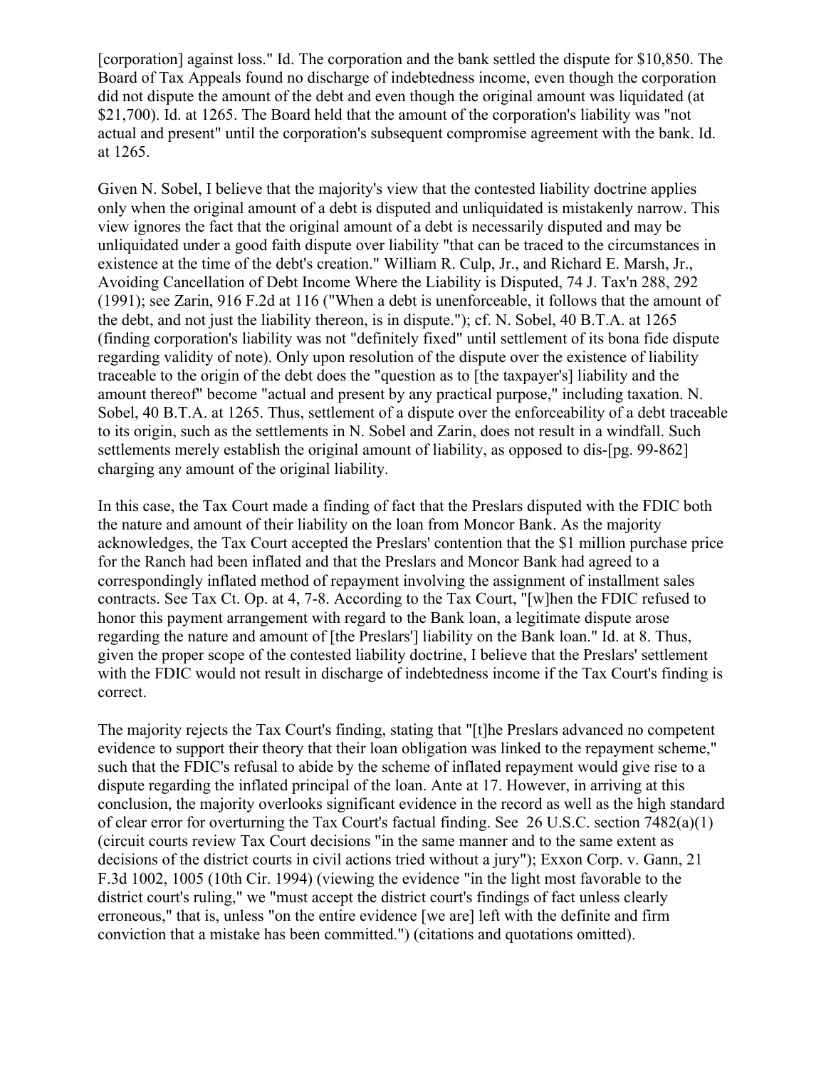[corporation] against loss." Id. The corporation and the bank settled the dispute for $10,850. The Board of Tax Appeals found no discharge of indebtedness income, even though the corporation did not dispute the amount of the debt and even though the original amount was liquidated (at $21,700). Id. at 1265. The Board held that the amount of the corporation's liability was "not actual and present" until the corporation's subsequent compromise agreement with the bank. Id. at 1265.

Given N. Sobel, I believe that the majority's view that the contested liability doctrine applies only when the original amount of a debt is disputed and unliquidated is mistakenly narrow. This view ignores the fact that the original amount of a debt is necessarily disputed and may be unliquidated under a good faith dispute over liability "that can be traced to the circumstances in existence at the time of the debt's creation." William R. Culp, Jr., and Richard E. Marsh, Jr., Avoiding Cancellation of Debt Income Where the Liability is Disputed, 74 J. Tax'n 288, 292 (1991); see Zarin, 916 F.2d at 116 ("When a debt is unenforceable, it follows that the amount of the debt, and not just the liability thereon, is in dispute."); cf. N. Sobel, 40 B.T.A. at 1265 (finding corporation's liability was not "definitely fixed" until settlement of its bona fide dispute regarding validity of note). Only upon resolution of the dispute over the existence of liability traceable to the origin of the debt does the "question as to [the taxpayer's] liability and the amount thereof" become "actual and present by any practical purpose," including taxation. N. Sobel, 40 B.T.A. at 1265. Thus, settlement of a dispute over the enforceability of a debt traceable to its origin, such as the settlements in N. Sobel and Zarin, does not result in a windfall. Such settlements merely establish the original amount of liability, as opposed to dis-[pg. 99-862] charging any amount of the original liability.

In this case, the Tax Court made a finding of fact that the Preslars disputed with the FDIC both the nature and amount of their liability on the loan from Moncor Bank. As the majority acknowledges, the Tax Court accepted the Preslars' contention that the $1 million purchase price for the Ranch had been inflated and that the Preslars and Moncor Bank had agreed to a correspondingly inflated method of repayment involving the assignment of installment sales contracts. See Tax Ct. Op. at 4, 7-8. According to the Tax Court, "[w]hen the FDIC refused to honor this payment arrangement with regard to the Bank loan, a legitimate dispute arose regarding the nature and amount of [the Preslars'] liability on the Bank loan." Id. at 8. Thus, given the proper scope of the contested liability doctrine, I believe that the Preslars' settlement with the FDIC would not result in discharge of indebtedness income if the Tax Court's finding is correct.

The majority rejects the Tax Court's finding, stating that "[t]he Preslars advanced no competent evidence to support their theory that their loan obligation was linked to the repayment scheme," such that the FDIC's refusal to abide by the scheme of inflated repayment would give rise to a dispute regarding the inflated principal of the loan. Ante at 17. However, in arriving at this conclusion, the majority overlooks significant evidence in the record as well as the high standard of clear error for overturning the Tax Court's factual finding. See 26 U.S.C. section 7482(a)(1) (circuit courts review Tax Court decisions "in the same manner and to the same extent as decisions of the district courts in civil actions tried without a jury"); Exxon Corp. v. Gann, 21 F.3d 1002, 1005 (10th Cir. 1994) (viewing the evidence "in the light most favorable to the district court's ruling," we "must accept the district court's findings of fact unless clearly erroneous," that is, unless "on the entire evidence [we are] left with the definite and firm conviction that a mistake has been committed.") (citations and quotations omitted).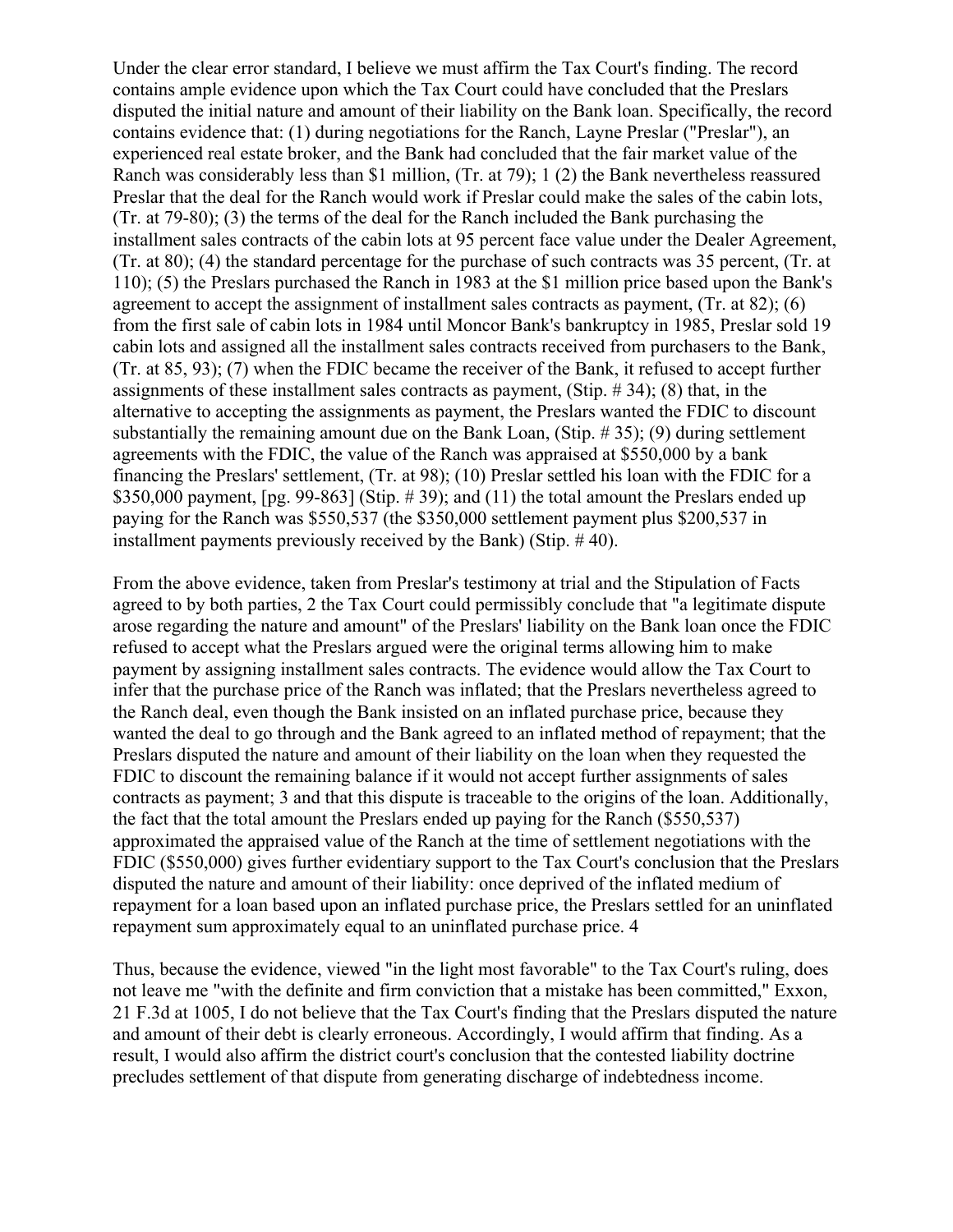Under the clear error standard, I believe we must affirm the Tax Court's finding. The record contains ample evidence upon which the Tax Court could have concluded that the Preslars disputed the initial nature and amount of their liability on the Bank loan. Specifically, the record contains evidence that: (1) during negotiations for the Ranch, Layne Preslar ("Preslar"), an experienced real estate broker, and the Bank had concluded that the fair market value of the Ranch was considerably less than $1 million, (Tr. at 79); 1 (2) the Bank nevertheless reassured Preslar that the deal for the Ranch would work if Preslar could make the sales of the cabin lots, (Tr. at 79-80); (3) the terms of the deal for the Ranch included the Bank purchasing the installment sales contracts of the cabin lots at 95 percent face value under the Dealer Agreement, (Tr. at 80); (4) the standard percentage for the purchase of such contracts was 35 percent, (Tr. at 110); (5) the Preslars purchased the Ranch in 1983 at the $1 million price based upon the Bank's agreement to accept the assignment of installment sales contracts as payment, (Tr. at 82); (6) from the first sale of cabin lots in 1984 until Moncor Bank's bankruptcy in 1985, Preslar sold 19 cabin lots and assigned all the installment sales contracts received from purchasers to the Bank, (Tr. at 85, 93); (7) when the FDIC became the receiver of the Bank, it refused to accept further assignments of these installment sales contracts as payment, (Stip. # 34); (8) that, in the alternative to accepting the assignments as payment, the Preslars wanted the FDIC to discount substantially the remaining amount due on the Bank Loan, (Stip. # 35); (9) during settlement agreements with the FDIC, the value of the Ranch was appraised at $550,000 by a bank financing the Preslars' settlement, (Tr. at 98); (10) Preslar settled his loan with the FDIC for a $350,000 payment, [pg. 99-863] (Stip. # 39); and (11) the total amount the Preslars ended up paying for the Ranch was $550,537 (the $350,000 settlement payment plus $200,537 in installment payments previously received by the Bank) (Stip. # 40).

From the above evidence, taken from Preslar's testimony at trial and the Stipulation of Facts agreed to by both parties, 2 the Tax Court could permissibly conclude that "a legitimate dispute arose regarding the nature and amount" of the Preslars' liability on the Bank loan once the FDIC refused to accept what the Preslars argued were the original terms allowing him to make payment by assigning installment sales contracts. The evidence would allow the Tax Court to infer that the purchase price of the Ranch was inflated; that the Preslars nevertheless agreed to the Ranch deal, even though the Bank insisted on an inflated purchase price, because they wanted the deal to go through and the Bank agreed to an inflated method of repayment; that the Preslars disputed the nature and amount of their liability on the loan when they requested the FDIC to discount the remaining balance if it would not accept further assignments of sales contracts as payment; 3 and that this dispute is traceable to the origins of the loan. Additionally, the fact that the total amount the Preslars ended up paying for the Ranch ($550,537) approximated the appraised value of the Ranch at the time of settlement negotiations with the FDIC ($550,000) gives further evidentiary support to the Tax Court's conclusion that the Preslars disputed the nature and amount of their liability: once deprived of the inflated medium of repayment for a loan based upon an inflated purchase price, the Preslars settled for an uninflated repayment sum approximately equal to an uninflated purchase price. 4

Thus, because the evidence, viewed "in the light most favorable" to the Tax Court's ruling, does not leave me "with the definite and firm conviction that a mistake has been committed," Exxon, 21 F.3d at 1005, I do not believe that the Tax Court's finding that the Preslars disputed the nature and amount of their debt is clearly erroneous. Accordingly, I would affirm that finding. As a result, I would also affirm the district court's conclusion that the contested liability doctrine precludes settlement of that dispute from generating discharge of indebtedness income.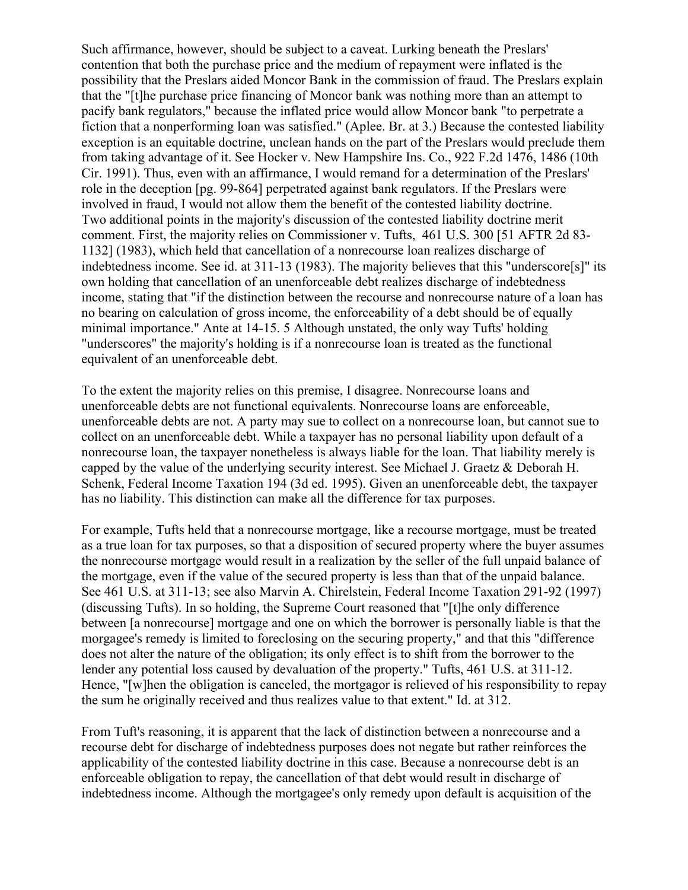Such affirmance, however, should be subject to a caveat. Lurking beneath the Preslars' contention that both the purchase price and the medium of repayment were inflated is the possibility that the Preslars aided Moncor Bank in the commission of fraud. The Preslars explain that the "[t]he purchase price financing of Moncor bank was nothing more than an attempt to pacify bank regulators," because the inflated price would allow Moncor bank "to perpetrate a fiction that a nonperforming loan was satisfied." (Aplee. Br. at 3.) Because the contested liability exception is an equitable doctrine, unclean hands on the part of the Preslars would preclude them from taking advantage of it. See Hocker v. New Hampshire Ins. Co., 922 F.2d 1476, 1486 (10th Cir. 1991). Thus, even with an affirmance, I would remand for a determination of the Preslars' role in the deception [pg. 99-864] perpetrated against bank regulators. If the Preslars were involved in fraud, I would not allow them the benefit of the contested liability doctrine.
Two additional points in the majority's discussion of the contested liability doctrine merit comment. First, the majority relies on Commissioner v. Tufts, 461 U.S. 300 [51 AFTR 2d 83-1132] (1983), which held that cancellation of a nonrecourse loan realizes discharge of indebtedness income. See id. at 311-13 (1983). The majority believes that this "underscore[s]" its own holding that cancellation of an unenforceable debt realizes discharge of indebtedness income, stating that "if the distinction between the recourse and nonrecourse nature of a loan has no bearing on calculation of gross income, the enforceability of a debt should be of equally minimal importance." Ante at 14-15. 5 Although unstated, the only way Tufts' holding "underscores" the majority's holding is if a nonrecourse loan is treated as the functional equivalent of an unenforceable debt.

To the extent the majority relies on this premise, I disagree. Nonrecourse loans and unenforceable debts are not functional equivalents. Nonrecourse loans are enforceable, unenforceable debts are not. A party may sue to collect on a nonrecourse loan, but cannot sue to collect on an unenforceable debt. While a taxpayer has no personal liability upon default of a nonrecourse loan, the taxpayer nonetheless is always liable for the loan. That liability merely is capped by the value of the underlying security interest. See Michael J. Graetz & Deborah H. Schenk, Federal Income Taxation 194 (3d ed. 1995). Given an unenforceable debt, the taxpayer has no liability. This distinction can make all the difference for tax purposes.

For example, Tufts held that a nonrecourse mortgage, like a recourse mortgage, must be treated as a true loan for tax purposes, so that a disposition of secured property where the buyer assumes the nonrecourse mortgage would result in a realization by the seller of the full unpaid balance of the mortgage, even if the value of the secured property is less than that of the unpaid balance. See 461 U.S. at 311-13; see also Marvin A. Chirelstein, Federal Income Taxation 291-92 (1997) (discussing Tufts). In so holding, the Supreme Court reasoned that "[t]he only difference between [a nonrecourse] mortgage and one on which the borrower is personally liable is that the morgagee's remedy is limited to foreclosing on the securing property," and that this "difference does not alter the nature of the obligation; its only effect is to shift from the borrower to the lender any potential loss caused by devaluation of the property." Tufts, 461 U.S. at 311-12. Hence, "[w]hen the obligation is canceled, the mortgagor is relieved of his responsibility to repay the sum he originally received and thus realizes value to that extent." Id. at 312.

From Tuft's reasoning, it is apparent that the lack of distinction between a nonrecourse and a recourse debt for discharge of indebtedness purposes does not negate but rather reinforces the applicability of the contested liability doctrine in this case. Because a nonrecourse debt is an enforceable obligation to repay, the cancellation of that debt would result in discharge of indebtedness income. Although the mortgagee's only remedy upon default is acquisition of the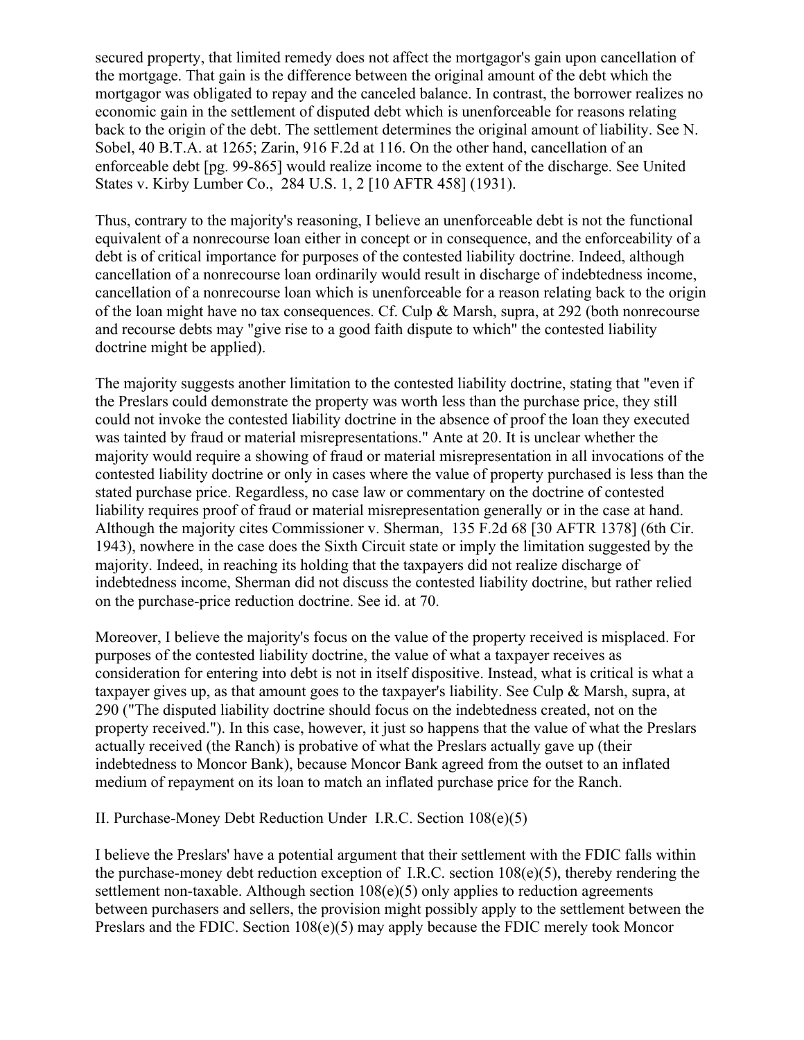secured property, that limited remedy does not affect the mortgagor's gain upon cancellation of the mortgage. That gain is the difference between the original amount of the debt which the mortgagor was obligated to repay and the canceled balance. In contrast, the borrower realizes no economic gain in the settlement of disputed debt which is unenforceable for reasons relating back to the origin of the debt. The settlement determines the original amount of liability. See N. Sobel, 40 B.T.A. at 1265; Zarin, 916 F.2d at 116. On the other hand, cancellation of an enforceable debt [pg. 99-865] would realize income to the extent of the discharge. See United States v. Kirby Lumber Co., 284 U.S. 1, 2 [10 AFTR 458] (1931).

Thus, contrary to the majority's reasoning, I believe an unenforceable debt is not the functional equivalent of a nonrecourse loan either in concept or in consequence, and the enforceability of a debt is of critical importance for purposes of the contested liability doctrine. Indeed, although cancellation of a nonrecourse loan ordinarily would result in discharge of indebtedness income, cancellation of a nonrecourse loan which is unenforceable for a reason relating back to the origin of the loan might have no tax consequences. Cf. Culp & Marsh, supra, at 292 (both nonrecourse and recourse debts may "give rise to a good faith dispute to which" the contested liability doctrine might be applied).

The majority suggests another limitation to the contested liability doctrine, stating that "even if the Preslars could demonstrate the property was worth less than the purchase price, they still could not invoke the contested liability doctrine in the absence of proof the loan they executed was tainted by fraud or material misrepresentations." Ante at 20. It is unclear whether the majority would require a showing of fraud or material misrepresentation in all invocations of the contested liability doctrine or only in cases where the value of property purchased is less than the stated purchase price. Regardless, no case law or commentary on the doctrine of contested liability requires proof of fraud or material misrepresentation generally or in the case at hand. Although the majority cites Commissioner v. Sherman, 135 F.2d 68 [30 AFTR 1378] (6th Cir. 1943), nowhere in the case does the Sixth Circuit state or imply the limitation suggested by the majority. Indeed, in reaching its holding that the taxpayers did not realize discharge of indebtedness income, Sherman did not discuss the contested liability doctrine, but rather relied on the purchase-price reduction doctrine. See id. at 70.

Moreover, I believe the majority's focus on the value of the property received is misplaced. For purposes of the contested liability doctrine, the value of what a taxpayer receives as consideration for entering into debt is not in itself dispositive. Instead, what is critical is what a taxpayer gives up, as that amount goes to the taxpayer's liability. See Culp & Marsh, supra, at 290 ("The disputed liability doctrine should focus on the indebtedness created, not on the property received."). In this case, however, it just so happens that the value of what the Preslars actually received (the Ranch) is probative of what the Preslars actually gave up (their indebtedness to Moncor Bank), because Moncor Bank agreed from the outset to an inflated medium of repayment on its loan to match an inflated purchase price for the Ranch.

## II. Purchase-Money Debt Reduction Under I.R.C. Section 108(e)(5)

I believe the Preslars' have a potential argument that their settlement with the FDIC falls within the purchase-money debt reduction exception of I.R.C. section 108(e)(5), thereby rendering the settlement non-taxable. Although section 108(e)(5) only applies to reduction agreements between purchasers and sellers, the provision might possibly apply to the settlement between the Preslars and the FDIC. Section 108(e)(5) may apply because the FDIC merely took Moncor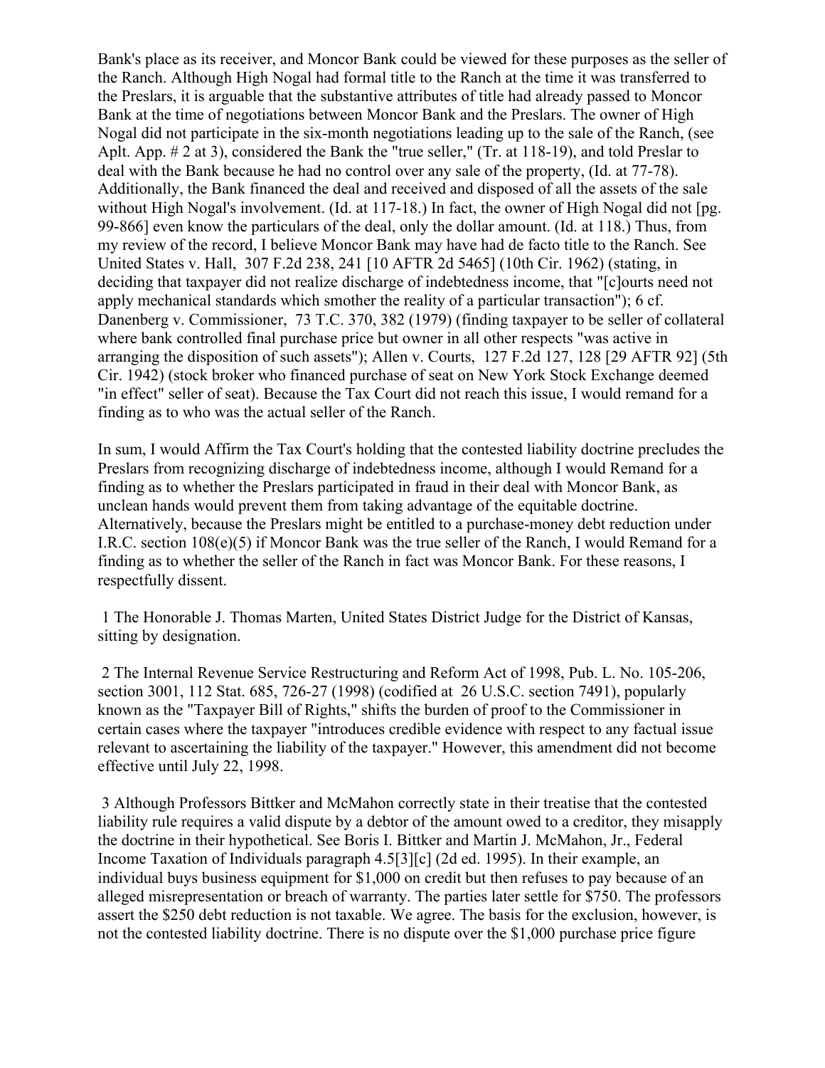Bank's place as its receiver, and Moncor Bank could be viewed for these purposes as the seller of the Ranch. Although High Nogal had formal title to the Ranch at the time it was transferred to the Preslars, it is arguable that the substantive attributes of title had already passed to Moncor Bank at the time of negotiations between Moncor Bank and the Preslars. The owner of High Nogal did not participate in the six-month negotiations leading up to the sale of the Ranch, (see Aplt. App. # 2 at 3), considered the Bank the "true seller," (Tr. at 118-19), and told Preslar to deal with the Bank because he had no control over any sale of the property, (Id. at 77-78). Additionally, the Bank financed the deal and received and disposed of all the assets of the sale without High Nogal's involvement. (Id. at 117-18.) In fact, the owner of High Nogal did not [pg. 99-866] even know the particulars of the deal, only the dollar amount. (Id. at 118.) Thus, from my review of the record, I believe Moncor Bank may have had de facto title to the Ranch. See United States v. Hall, 307 F.2d 238, 241 [10 AFTR 2d 5465] (10th Cir. 1962) (stating, in deciding that taxpayer did not realize discharge of indebtedness income, that "[c]ourts need not apply mechanical standards which smother the reality of a particular transaction"); 6 cf. Danenberg v. Commissioner, 73 T.C. 370, 382 (1979) (finding taxpayer to be seller of collateral where bank controlled final purchase price but owner in all other respects "was active in arranging the disposition of such assets"); Allen v. Courts, 127 F.2d 127, 128 [29 AFTR 92] (5th Cir. 1942) (stock broker who financed purchase of seat on New York Stock Exchange deemed "in effect" seller of seat). Because the Tax Court did not reach this issue, I would remand for a finding as to who was the actual seller of the Ranch.

In sum, I would Affirm the Tax Court's holding that the contested liability doctrine precludes the Preslars from recognizing discharge of indebtedness income, although I would Remand for a finding as to whether the Preslars participated in fraud in their deal with Moncor Bank, as unclean hands would prevent them from taking advantage of the equitable doctrine. Alternatively, because the Preslars might be entitled to a purchase-money debt reduction under I.R.C. section 108(e)(5) if Moncor Bank was the true seller of the Ranch, I would Remand for a finding as to whether the seller of the Ranch in fact was Moncor Bank. For these reasons, I respectfully dissent.

1 The Honorable J. Thomas Marten, United States District Judge for the District of Kansas, sitting by designation.

2 The Internal Revenue Service Restructuring and Reform Act of 1998, Pub. L. No. 105-206, section 3001, 112 Stat. 685, 726-27 (1998) (codified at 26 U.S.C. section 7491), popularly known as the "Taxpayer Bill of Rights," shifts the burden of proof to the Commissioner in certain cases where the taxpayer "introduces credible evidence with respect to any factual issue relevant to ascertaining the liability of the taxpayer." However, this amendment did not become effective until July 22, 1998.

3 Although Professors Bittker and McMahon correctly state in their treatise that the contested liability rule requires a valid dispute by a debtor of the amount owed to a creditor, they misapply the doctrine in their hypothetical. See Boris I. Bittker and Martin J. McMahon, Jr., Federal Income Taxation of Individuals paragraph 4.5[3][c] (2d ed. 1995). In their example, an individual buys business equipment for $1,000 on credit but then refuses to pay because of an alleged misrepresentation or breach of warranty. The parties later settle for $750. The professors assert the $250 debt reduction is not taxable. We agree. The basis for the exclusion, however, is not the contested liability doctrine. There is no dispute over the $1,000 purchase price figure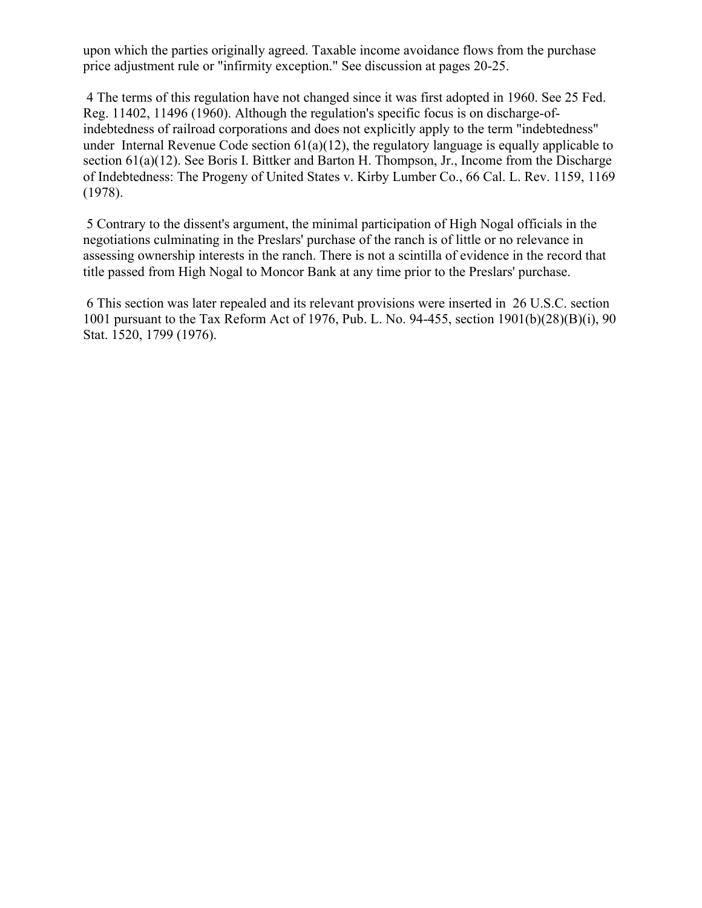upon which the parties originally agreed. Taxable income avoidance flows from the purchase price adjustment rule or "infirmity exception." See discussion at pages 20-25.

4 The terms of this regulation have not changed since it was first adopted in 1960. See 25 Fed. Reg. 11402, 11496 (1960). Although the regulation's specific focus is on discharge-of-indebtedness of railroad corporations and does not explicitly apply to the term "indebtedness" under Internal Revenue Code section 61(a)(12), the regulatory language is equally applicable to section 61(a)(12). See Boris I. Bittker and Barton H. Thompson, Jr., Income from the Discharge of Indebtedness: The Progeny of United States v. Kirby Lumber Co., 66 Cal. L. Rev. 1159, 1169 (1978).

5 Contrary to the dissent's argument, the minimal participation of High Nogal officials in the negotiations culminating in the Preslars' purchase of the ranch is of little or no relevance in assessing ownership interests in the ranch. There is not a scintilla of evidence in the record that title passed from High Nogal to Moncor Bank at any time prior to the Preslars' purchase.

6 This section was later repealed and its relevant provisions were inserted in 26 U.S.C. section 1001 pursuant to the Tax Reform Act of 1976, Pub. L. No. 94-455, section 1901(b)(28)(B)(i), 90 Stat. 1520, 1799 (1976).